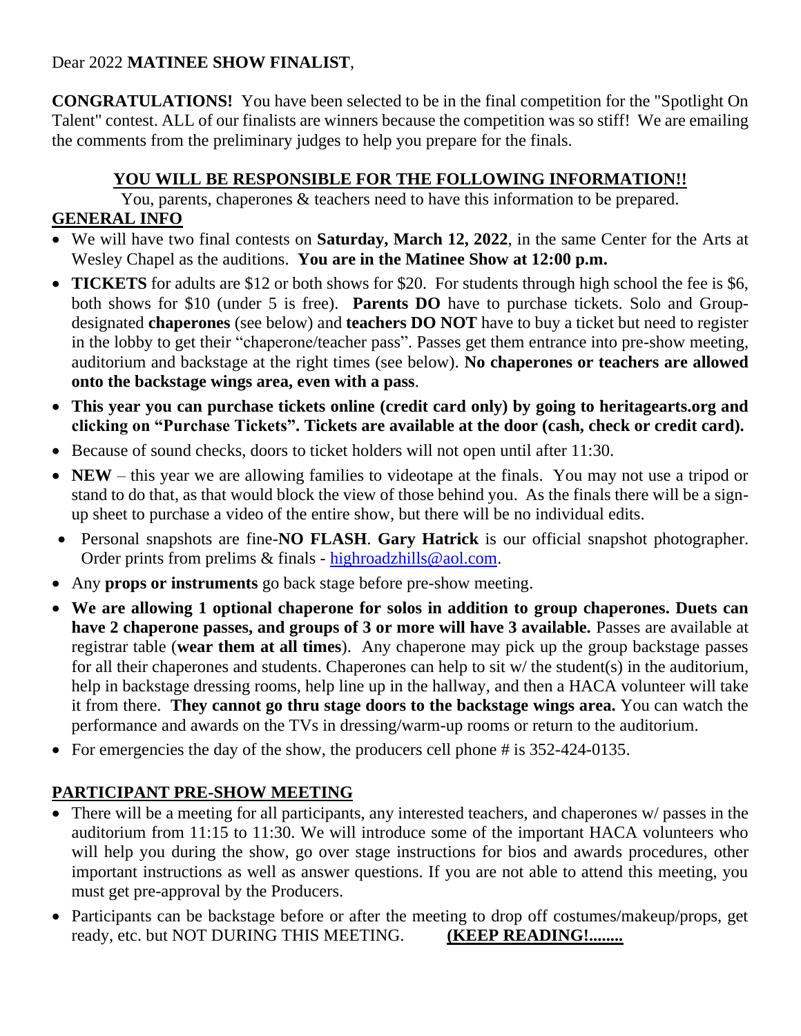Dear 2022 **MATINEE SHOW FINALIST**,

**CONGRATULATIONS!** You have been selected to be in the final competition for the "Spotlight On Talent" contest. ALL of our finalists are winners because the competition was so stiff! We are emailing the comments from the preliminary judges to help you prepare for the finals.

## YOU WILL BE RESPONSIBLE FOR THE FOLLOWING INFORMATION!!

You, parents, chaperones & teachers need to have this information to be prepared.

### GENERAL INFO

- We will have two final contests on **Saturday, March 12, 2022**, in the same Center for the Arts at Wesley Chapel as the auditions. **You are in the Matinee Show at 12:00 p.m.**
- **TICKETS** for adults are $12 or both shows for $20. For students through high school the fee is $6, both shows for $10 (under 5 is free). **Parents DO** have to purchase tickets. Solo and Group-designated **chaperones** (see below) and **teachers DO NOT** have to buy a ticket but need to register in the lobby to get their "chaperone/teacher pass". Passes get them entrance into pre-show meeting, auditorium and backstage at the right times (see below). **No chaperones or teachers are allowed onto the backstage wings area, even with a pass**.
- **This year you can purchase tickets online (credit card only) by going to heritagearts.org and clicking on "Purchase Tickets". Tickets are available at the door (cash, check or credit card).**
- Because of sound checks, doors to ticket holders will not open until after 11:30.
- **NEW** – this year we are allowing families to videotape at the finals. You may not use a tripod or stand to do that, as that would block the view of those behind you. As the finals there will be a sign-up sheet to purchase a video of the entire show, but there will be no individual edits.
- Personal snapshots are fine-**NO FLASH**. **Gary Hatrick** is our official snapshot photographer. Order prints from prelims & finals - highroadzhills@aol.com.
- Any **props or instruments** go back stage before pre-show meeting.
- **We are allowing 1 optional chaperone for solos in addition to group chaperones. Duets can have 2 chaperone passes, and groups of 3 or more will have 3 available.** Passes are available at registrar table (**wear them at all times**). Any chaperone may pick up the group backstage passes for all their chaperones and students. Chaperones can help to sit w/ the student(s) in the auditorium, help in backstage dressing rooms, help line up in the hallway, and then a HACA volunteer will take it from there. **They cannot go thru stage doors to the backstage wings area.** You can watch the performance and awards on the TVs in dressing/warm-up rooms or return to the auditorium.
- For emergencies the day of the show, the producers cell phone # is 352-424-0135.

### PARTICIPANT PRE-SHOW MEETING

- There will be a meeting for all participants, any interested teachers, and chaperones w/ passes in the auditorium from 11:15 to 11:30. We will introduce some of the important HACA volunteers who will help you during the show, go over stage instructions for bios and awards procedures, other important instructions as well as answer questions. If you are not able to attend this meeting, you must get pre-approval by the Producers.
- Participants can be backstage before or after the meeting to drop off costumes/makeup/props, get ready, etc. but NOT DURING THIS MEETING. **(KEEP READING!........**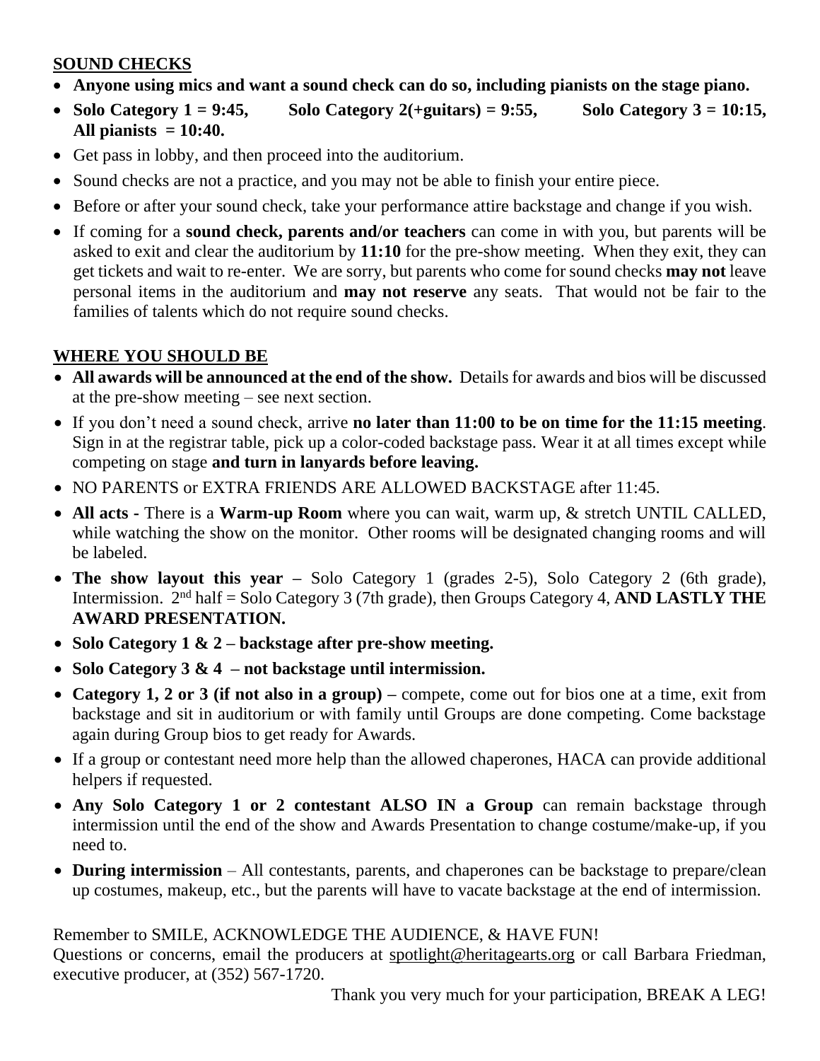## SOUND CHECKS

- **Anyone using mics and want a sound check can do so, including pianists on the stage piano.**
- **Solo Category 1 = 9:45, Solo Category 2(+guitars) = 9:55, Solo Category 3 = 10:15, All pianists = 10:40.**
- Get pass in lobby, and then proceed into the auditorium.
- Sound checks are not a practice, and you may not be able to finish your entire piece.
- Before or after your sound check, take your performance attire backstage and change if you wish.
- If coming for a **sound check, parents and/or teachers** can come in with you, but parents will be asked to exit and clear the auditorium by **11:10** for the pre-show meeting. When they exit, they can get tickets and wait to re-enter. We are sorry, but parents who come for sound checks **may not** leave personal items in the auditorium and **may not reserve** any seats. That would not be fair to the families of talents which do not require sound checks.

## WHERE YOU SHOULD BE

- **All awards will be announced at the end of the show.** Details for awards and bios will be discussed at the pre-show meeting – see next section.
- If you don't need a sound check, arrive **no later than 11:00 to be on time for the 11:15 meeting**. Sign in at the registrar table, pick up a color-coded backstage pass. Wear it at all times except while competing on stage **and turn in lanyards before leaving.**
- NO PARENTS or EXTRA FRIENDS ARE ALLOWED BACKSTAGE after 11:45.
- **All acts** - There is a **Warm-up Room** where you can wait, warm up, & stretch UNTIL CALLED, while watching the show on the monitor. Other rooms will be designated changing rooms and will be labeled.
- **The show layout this year –** Solo Category 1 (grades 2-5), Solo Category 2 (6th grade), Intermission. 2nd half = Solo Category 3 (7th grade), then Groups Category 4, **AND LASTLY THE AWARD PRESENTATION.**
- **Solo Category 1 & 2 – backstage after pre-show meeting.**
- **Solo Category 3 & 4 – not backstage until intermission.**
- **Category 1, 2 or 3 (if not also in a group) –** compete, come out for bios one at a time, exit from backstage and sit in auditorium or with family until Groups are done competing. Come backstage again during Group bios to get ready for Awards.
- If a group or contestant need more help than the allowed chaperones, HACA can provide additional helpers if requested.
- **Any Solo Category 1 or 2 contestant ALSO IN a Group** can remain backstage through intermission until the end of the show and Awards Presentation to change costume/make-up, if you need to.
- **During intermission** – All contestants, parents, and chaperones can be backstage to prepare/clean up costumes, makeup, etc., but the parents will have to vacate backstage at the end of intermission.

Remember to SMILE, ACKNOWLEDGE THE AUDIENCE, & HAVE FUN!
Questions or concerns, email the producers at spotlight@heritagearts.org or call Barbara Friedman, executive producer, at (352) 567-1720.

Thank you very much for your participation, BREAK A LEG!